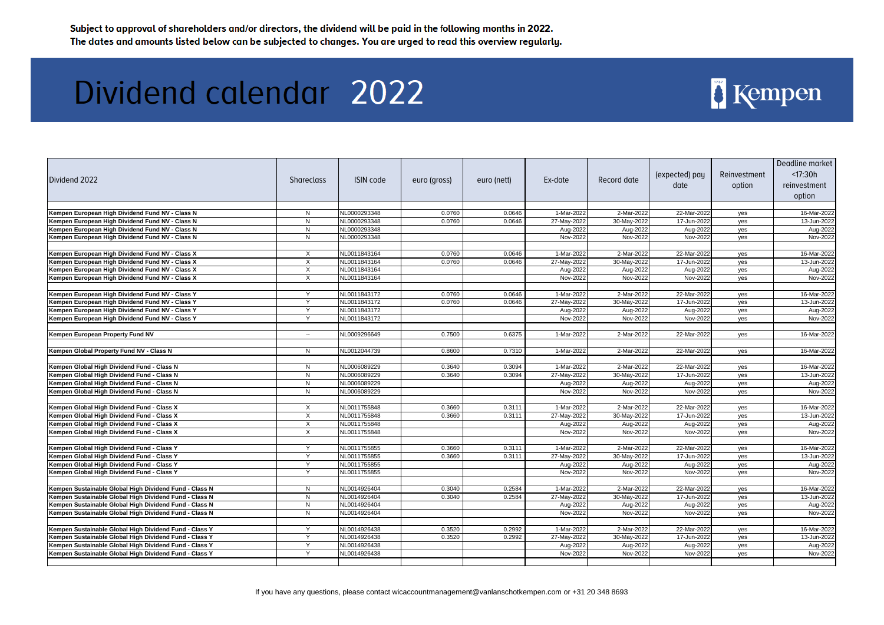**Subject to approval of shareholders and/or directors, the dividend will be paid in the following months in 2022.**
**The dates and amounts listed below can be subjected to changes. You are urged to read this overview regularly.**

# Dividend calendar 2022

Kempen

| Dividend 2022 | Shareclass | ISIN code | euro (gross) | euro (nett) | Ex-date | Record date | (expected) pay date | Reinvestment option | Deadline market <17:30h reinvestment option |
|---|---|---|---|---|---|---|---|---|---|
| **Kempen European High Dividend Fund NV - Class N** | N | NL0000293348 | 0.0760 | 0.0646 | 1-Mar-2022 | 2-Mar-2022 | 22-Mar-2022 | yes | 16-Mar-2022 |
| **Kempen European High Dividend Fund NV - Class N** | N | NL0000293348 | 0.0760 | 0.0646 | 27-May-2022 | 30-May-2022 | 17-Jun-2022 | yes | 13-Jun-2022 |
| **Kempen European High Dividend Fund NV - Class N** | N | NL0000293348 | | | Aug-2022 | Aug-2022 | Aug-2022 | yes | Aug-2022 |
| **Kempen European High Dividend Fund NV - Class N** | N | NL0000293348 | | | Nov-2022 | Nov-2022 | Nov-2022 | yes | Nov-2022 |
| | | | | | | | | | |
| **Kempen European High Dividend Fund NV - Class X** | X | NL0011843164 | 0.0760 | 0.0646 | 1-Mar-2022 | 2-Mar-2022 | 22-Mar-2022 | yes | 16-Mar-2022 |
| **Kempen European High Dividend Fund NV - Class X** | X | NL0011843164 | 0.0760 | 0.0646 | 27-May-2022 | 30-May-2022 | 17-Jun-2022 | yes | 13-Jun-2022 |
| **Kempen European High Dividend Fund NV - Class X** | X | NL0011843164 | | | Aug-2022 | Aug-2022 | Aug-2022 | yes | Aug-2022 |
| **Kempen European High Dividend Fund NV - Class X** | X | NL0011843164 | | | Nov-2022 | Nov-2022 | Nov-2022 | yes | Nov-2022 |
| | | | | | | | | | |
| **Kempen European High Dividend Fund NV - Class Y** | Y | NL0011843172 | 0.0760 | 0.0646 | 1-Mar-2022 | 2-Mar-2022 | 22-Mar-2022 | yes | 16-Mar-2022 |
| **Kempen European High Dividend Fund NV - Class Y** | Y | NL0011843172 | 0.0760 | 0.0646 | 27-May-2022 | 30-May-2022 | 17-Jun-2022 | yes | 13-Jun-2022 |
| **Kempen European High Dividend Fund NV - Class Y** | Y | NL0011843172 | | | Aug-2022 | Aug-2022 | Aug-2022 | yes | Aug-2022 |
| **Kempen European High Dividend Fund NV - Class Y** | Y | NL0011843172 | | | Nov-2022 | Nov-2022 | Nov-2022 | yes | Nov-2022 |
| | | | | | | | | | |
| **Kempen European Property Fund NV** | -- | NL0009296649 | 0.7500 | 0.6375 | 1-Mar-2022 | 2-Mar-2022 | 22-Mar-2022 | yes | 16-Mar-2022 |
| | | | | | | | | | |
| **Kempen Global Property Fund NV - Class N** | N | NL0012044739 | 0.8600 | 0.7310 | 1-Mar-2022 | 2-Mar-2022 | 22-Mar-2022 | yes | 16-Mar-2022 |
| | | | | | | | | | |
| **Kempen Global High Dividend Fund - Class N** | N | NL0006089229 | 0.3640 | 0.3094 | 1-Mar-2022 | 2-Mar-2022 | 22-Mar-2022 | yes | 16-Mar-2022 |
| **Kempen Global High Dividend Fund - Class N** | N | NL0006089229 | 0.3640 | 0.3094 | 27-May-2022 | 30-May-2022 | 17-Jun-2022 | yes | 13-Jun-2022 |
| **Kempen Global High Dividend Fund - Class N** | N | NL0006089229 | | | Aug-2022 | Aug-2022 | Aug-2022 | yes | Aug-2022 |
| **Kempen Global High Dividend Fund - Class N** | N | NL0006089229 | | | Nov-2022 | Nov-2022 | Nov-2022 | yes | Nov-2022 |
| | | | | | | | | | |
| **Kempen Global High Dividend Fund - Class X** | X | NL0011755848 | 0.3660 | 0.3111 | 1-Mar-2022 | 2-Mar-2022 | 22-Mar-2022 | yes | 16-Mar-2022 |
| **Kempen Global High Dividend Fund - Class X** | X | NL0011755848 | 0.3660 | 0.3111 | 27-May-2022 | 30-May-2022 | 17-Jun-2022 | yes | 13-Jun-2022 |
| **Kempen Global High Dividend Fund - Class X** | X | NL0011755848 | | | Aug-2022 | Aug-2022 | Aug-2022 | yes | Aug-2022 |
| **Kempen Global High Dividend Fund - Class X** | X | NL0011755848 | | | Nov-2022 | Nov-2022 | Nov-2022 | yes | Nov-2022 |
| | | | | | | | | | |
| **Kempen Global High Dividend Fund - Class Y** | Y | NL0011755855 | 0.3660 | 0.3111 | 1-Mar-2022 | 2-Mar-2022 | 22-Mar-2022 | yes | 16-Mar-2022 |
| **Kempen Global High Dividend Fund - Class Y** | Y | NL0011755855 | 0.3660 | 0.3111 | 27-May-2022 | 30-May-2022 | 17-Jun-2022 | yes | 13-Jun-2022 |
| **Kempen Global High Dividend Fund - Class Y** | Y | NL0011755855 | | | Aug-2022 | Aug-2022 | Aug-2022 | yes | Aug-2022 |
| **Kempen Global High Dividend Fund - Class Y** | Y | NL0011755855 | | | Nov-2022 | Nov-2022 | Nov-2022 | yes | Nov-2022 |
| | | | | | | | | | |
| **Kempen Sustainable Global High Dividend Fund - Class N** | N | NL0014926404 | 0.3040 | 0.2584 | 1-Mar-2022 | 2-Mar-2022 | 22-Mar-2022 | yes | 16-Mar-2022 |
| **Kempen Sustainable Global High Dividend Fund - Class N** | N | NL0014926404 | 0.3040 | 0.2584 | 27-May-2022 | 30-May-2022 | 17-Jun-2022 | yes | 13-Jun-2022 |
| **Kempen Sustainable Global High Dividend Fund - Class N** | N | NL0014926404 | | | Aug-2022 | Aug-2022 | Aug-2022 | yes | Aug-2022 |
| **Kempen Sustainable Global High Dividend Fund - Class N** | N | NL0014926404 | | | Nov-2022 | Nov-2022 | Nov-2022 | yes | Nov-2022 |
| | | | | | | | | | |
| **Kempen Sustainable Global High Dividend Fund - Class Y** | Y | NL0014926438 | 0.3520 | 0.2992 | 1-Mar-2022 | 2-Mar-2022 | 22-Mar-2022 | yes | 16-Mar-2022 |
| **Kempen Sustainable Global High Dividend Fund - Class Y** | Y | NL0014926438 | 0.3520 | 0.2992 | 27-May-2022 | 30-May-2022 | 17-Jun-2022 | yes | 13-Jun-2022 |
| **Kempen Sustainable Global High Dividend Fund - Class Y** | Y | NL0014926438 | | | Aug-2022 | Aug-2022 | Aug-2022 | yes | Aug-2022 |
| **Kempen Sustainable Global High Dividend Fund - Class Y** | Y | NL0014926438 | | | Nov-2022 | Nov-2022 | Nov-2022 | yes | Nov-2022 |

If you have any questions, please contact wicaccountmanagement@vanlanschotkempen.com or +31 20 348 8693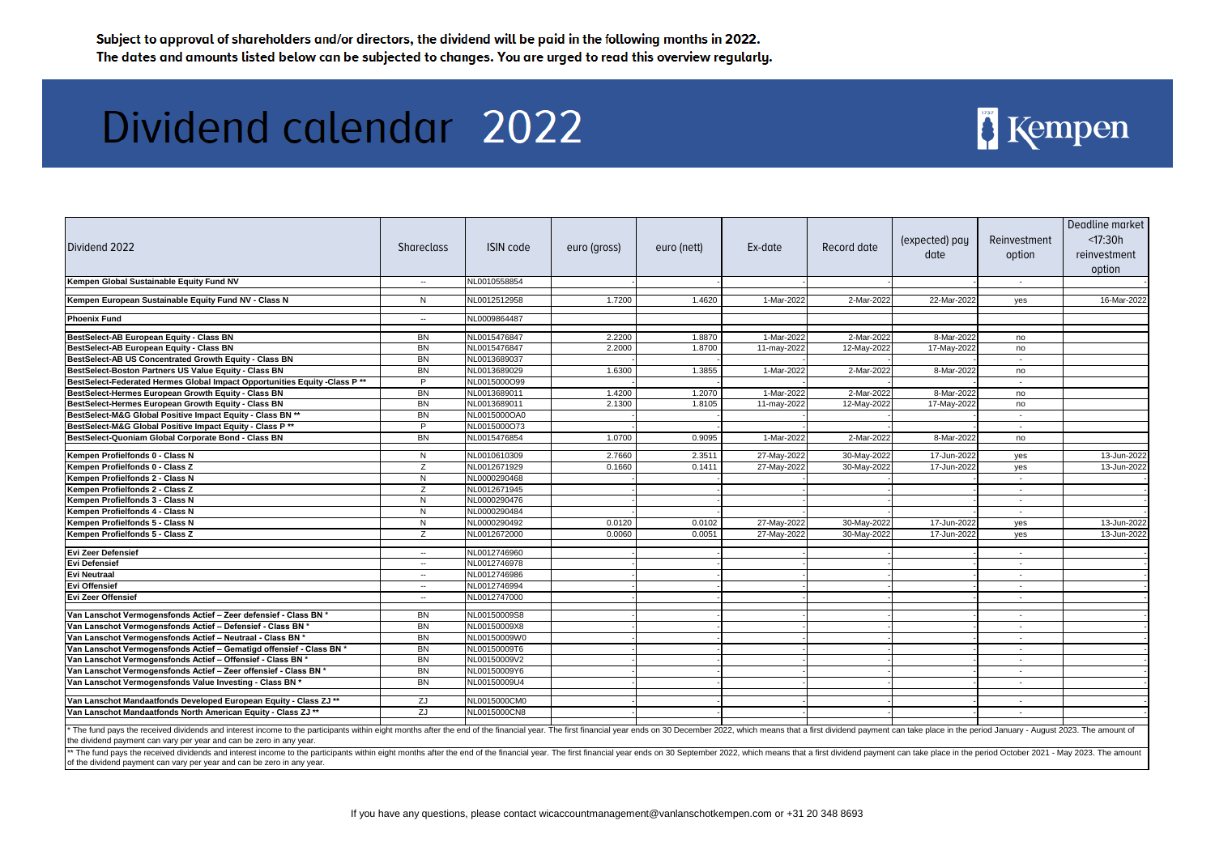**Subject to approval of shareholders and/or directors, the dividend will be paid in the following months in 2022.**
**The dates and amounts listed below can be subjected to changes. You are urged to read this overview regularly.**

# Dividend calendar 2022

Kempen

| Dividend 2022 | Shareclass | ISIN code | euro (gross) | euro (nett) | Ex-date | Record date | (expected) pay date | Reinvestment option | Deadline market <17:30h reinvestment option |
|---|---|---|---|---|---|---|---|---|---|
| **Kempen Global Sustainable Equity Fund NV** | -- | NL0010558854 | - | - | - | - | - | - | - |
| | | | | | | | | | |
| **Kempen European Sustainable Equity Fund NV - Class N** | N | NL0012512958 | 1.7200 | 1.4620 | 1-Mar-2022 | 2-Mar-2022 | 22-Mar-2022 | yes | 16-Mar-2022 |
| | | | | | | | | | |
| **Phoenix Fund** | -- | NL0009864487 | | | | | | | |
| | | | | | | | | | |
| **BestSelect-AB European Equity - Class BN** | BN | NL0015476847 | 2.2200 | 1.8870 | 1-Mar-2022 | 2-Mar-2022 | 8-Mar-2022 | no | |
| **BestSelect-AB European Equity - Class BN** | BN | NL0015476847 | 2.2000 | 1.8700 | 11-may-2022 | 12-May-2022 | 17-May-2022 | no | |
| **BestSelect-AB US Concentrated Growth Equity - Class BN** | BN | NL0013689037 | - | - | - | - | - | - | |
| **BestSelect-Boston Partners US Value Equity - Class BN** | BN | NL0013689029 | 1.6300 | 1.3855 | 1-Mar-2022 | 2-Mar-2022 | 8-Mar-2022 | no | |
| **BestSelect-Federated Hermes Global Impact Opportunities Equity -Class P \*\*** | P | NL0015000O99 | - | - | - | - | - | - | |
| **BestSelect-Hermes European Growth Equity - Class BN** | BN | NL0013689011 | 1.4200 | 1.2070 | 1-Mar-2022 | 2-Mar-2022 | 8-Mar-2022 | no | |
| **BestSelect-Hermes European Growth Equity - Class BN** | BN | NL0013689011 | 2.1300 | 1.8105 | 11-may-2022 | 12-May-2022 | 17-May-2022 | no | |
| **BestSelect-M&G Global Positive Impact Equity - Class BN \*\*** | BN | NL0015000OA0 | - | - | - | - | - | - | |
| **BestSelect-M&G Global Positive Impact Equity - Class P \*\*** | P | NL0015000O73 | - | - | - | - | - | - | |
| **BestSelect-Quoniam Global Corporate Bond - Class BN** | BN | NL0015476854 | 1.0700 | 0.9095 | 1-Mar-2022 | 2-Mar-2022 | 8-Mar-2022 | no | |
| | | | | | | | | | |
| **Kempen Profielfonds 0 - Class N** | N | NL0010610309 | 2.7660 | 2.3511 | 27-May-2022 | 30-May-2022 | 17-Jun-2022 | yes | 13-Jun-2022 |
| **Kempen Profielfonds 0 - Class Z** | Z | NL0012671929 | 0.1660 | 0.1411 | 27-May-2022 | 30-May-2022 | 17-Jun-2022 | yes | 13-Jun-2022 |
| **Kempen Profielfonds 2 - Class N** | N | NL0000290468 | - | - | - | - | - | - | - |
| **Kempen Profielfonds 2 - Class Z** | Z | NL0012671945 | - | - | - | - | - | - | - |
| **Kempen Profielfonds 3 - Class N** | N | NL0000290476 | - | - | - | - | - | - | - |
| **Kempen Profielfonds 4 - Class N** | N | NL0000290484 | - | - | - | - | - | - | - |
| **Kempen Profielfonds 5 - Class N** | N | NL0000290492 | 0.0120 | 0.0102 | 27-May-2022 | 30-May-2022 | 17-Jun-2022 | yes | 13-Jun-2022 |
| **Kempen Profielfonds 5 - Class Z** | Z | NL0012672000 | 0.0060 | 0.0051 | 27-May-2022 | 30-May-2022 | 17-Jun-2022 | yes | 13-Jun-2022 |
| | | | | | | | | | |
| **Evi Zeer Defensief** | -- | NL0012746960 | - | - | - | - | - | - | - |
| **Evi Defensief** | -- | NL0012746978 | - | - | - | - | - | - | - |
| **Evi Neutraal** | -- | NL0012746986 | - | - | - | - | - | - | - |
| **Evi Offensief** | -- | NL0012746994 | - | - | - | - | - | - | - |
| **Evi Zeer Offensief** | -- | NL0012747000 | - | - | - | - | - | - | - |
| | | | | | | | | | |
| **Van Lanschot Vermogensfonds Actief – Zeer defensief - Class BN \*** | BN | NL00150009S8 | - | - | - | - | - | - | - |
| **Van Lanschot Vermogensfonds Actief – Defensief - Class BN \*** | BN | NL00150009X8 | - | - | - | - | - | - | - |
| **Van Lanschot Vermogensfonds Actief – Neutraal - Class BN \*** | BN | NL00150009W0 | - | - | - | - | - | - | - |
| **Van Lanschot Vermogensfonds Actief – Gematigd offensief - Class BN \*** | BN | NL00150009T6 | - | - | - | - | - | - | - |
| **Van Lanschot Vermogensfonds Actief – Offensief - Class BN \*** | BN | NL00150009V2 | - | - | - | - | - | - | - |
| **Van Lanschot Vermogensfonds Actief – Zeer offensief - Class BN \*** | BN | NL00150009Y6 | - | - | - | - | - | - | - |
| **Van Lanschot Vermogensfonds Value Investing - Class BN \*** | BN | NL00150009U4 | - | - | - | - | - | - | - |
| | | | | | | | | | |
| **Van Lanschot Mandaatfonds Developed European Equity - Class ZJ \*\*** | ZJ | NL0015000CM0 | - | - | - | - | - | - | - |
| **Van Lanschot Mandaatfonds North American Equity - Class ZJ \*\*** | ZJ | NL0015000CN8 | - | - | - | - | - | - | - |

\* The fund pays the received dividends and interest income to the participants within eight months after the end of the financial year. The first financial year ends on 30 December 2022, which means that a first dividend payment can take place in the period January - August 2023. The amount of the dividend payment can vary per year and can be zero in any year.

\*\* The fund pays the received dividends and interest income to the participants within eight months after the end of the financial year. The first financial year ends on 30 September 2022, which means that a first dividend payment can take place in the period October 2021 - May 2023. The amount of the dividend payment can vary per year and can be zero in any year.

If you have any questions, please contact wicaccountmanagement@vanlanschotkempen.com or +31 20 348 8693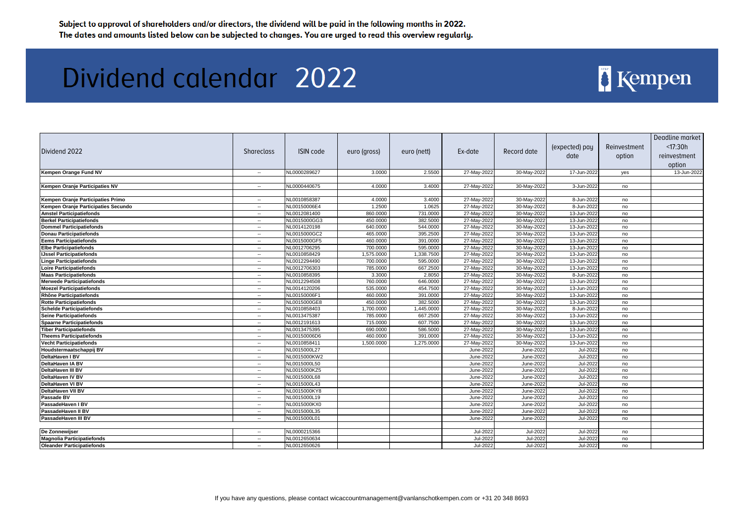**Subject to approval of shareholders and/or directors, the dividend will be paid in the following months in 2022.**
**The dates and amounts listed below can be subjected to changes. You are urged to read this overview regularly.**

# Dividend calendar 2022

Kempen

| Dividend 2022 | Shareclass | ISIN code | euro (gross) | euro (nett) | Ex-date | Record date | (expected) pay date | Reinvestment option | Deadline market <17:30h reinvestment option |
|---|---|---|---|---|---|---|---|---|---|
| **Kempen Orange Fund NV** | -- | NL0000289627 | 3.0000 | 2.5500 | 27-May-2022 | 30-May-2022 | 17-Jun-2022 | yes | 13-Jun-2022 |
| | | | | | | | | | |
| **Kempen Oranje Participaties NV** | -- | NL0000440675 | 4.0000 | 3.4000 | 27-May-2022 | 30-May-2022 | 3-Jun-2022 | no | |
| | | | | | | | | | |
| **Kempen Oranje Participaties Primo** | -- | NL0010858387 | 4.0000 | 3.4000 | 27-May-2022 | 30-May-2022 | 8-Jun-2022 | no | |
| **Kempen Oranje Participaties Secundo** | -- | NL00150006E4 | 1.2500 | 1.0625 | 27-May-2022 | 30-May-2022 | 8-Jun-2022 | no | |
| **Amstel Participatiefonds** | -- | NL0012081400 | 860.0000 | 731.0000 | 27-May-2022 | 30-May-2022 | 13-Jun-2022 | no | |
| **Berkel Participatiefonds** | -- | NL0015000GG3 | 450.0000 | 382.5000 | 27-May-2022 | 30-May-2022 | 13-Jun-2022 | no | |
| **Dommel Participatiefonds** | -- | NL0014120198 | 640.0000 | 544.0000 | 27-May-2022 | 30-May-2022 | 13-Jun-2022 | no | |
| **Donau Participatiefonds** | -- | NL0015000GC2 | 465.0000 | 395.2500 | 27-May-2022 | 30-May-2022 | 13-Jun-2022 | no | |
| **Eems Participatiefonds** | -- | NL0015000GF5 | 460.0000 | 391.0000 | 27-May-2022 | 30-May-2022 | 13-Jun-2022 | no | |
| **Elbe Participatiefonds** | -- | NL0012706295 | 700.0000 | 595.0000 | 27-May-2022 | 30-May-2022 | 13-Jun-2022 | no | |
| **IJssel Participatiefonds** | -- | NL0010858429 | 1,575.0000 | 1,338.7500 | 27-May-2022 | 30-May-2022 | 13-Jun-2022 | no | |
| **Linge Participatiefonds** | -- | NL0012294490 | 700.0000 | 595.0000 | 27-May-2022 | 30-May-2022 | 13-Jun-2022 | no | |
| **Loire Participatiefonds** | -- | NL0012706303 | 785.0000 | 667.2500 | 27-May-2022 | 30-May-2022 | 13-Jun-2022 | no | |
| **Maas Participatiefonds** | -- | NL0010858395 | 3.3000 | 2.8050 | 27-May-2022 | 30-May-2022 | 8-Jun-2022 | no | |
| **Merwede Participatiefonds** | -- | NL0012294508 | 760.0000 | 646.0000 | 27-May-2022 | 30-May-2022 | 13-Jun-2022 | no | |
| **Moezel Participatiefonds** | -- | NL0014120206 | 535.0000 | 454.7500 | 27-May-2022 | 30-May-2022 | 13-Jun-2022 | no | |
| **Rhône Participatiefonds** | -- | NL00150006F1 | 460.0000 | 391.0000 | 27-May-2022 | 30-May-2022 | 13-Jun-2022 | no | |
| **Rotte Participatiefonds** | -- | NL0015000GE8 | 450.0000 | 382.5000 | 27-May-2022 | 30-May-2022 | 13-Jun-2022 | no | |
| **Schelde Participatiefonds** | -- | NL0010858403 | 1,700.0000 | 1,445.0000 | 27-May-2022 | 30-May-2022 | 8-Jun-2022 | no | |
| **Seine Participatiefonds** | -- | NL0013475387 | 785.0000 | 667.2500 | 27-May-2022 | 30-May-2022 | 13-Jun-2022 | no | |
| **Spaarne Participatiefonds** | -- | NL0012191613 | 715.0000 | 607.7500 | 27-May-2022 | 30-May-2022 | 13-Jun-2022 | no | |
| **Tiber Participatiefonds** | -- | NL0013475395 | 690.0000 | 586.5000 | 27-May-2022 | 30-May-2022 | 13-Jun-2022 | no | |
| **Theems Participatiefonds** | -- | NL00150006D6 | 460.0000 | 391.0000 | 27-May-2022 | 30-May-2022 | 13-Jun-2022 | no | |
| **Vecht Participatiefonds** | -- | NL0010858411 | 1,500.0000 | 1,275.0000 | 27-May-2022 | 30-May-2022 | 13-Jun-2022 | no | |
| **Houdstermaatschappij BV** | -- | NL0015000L27 | | | June-2022 | June-2022 | Jul-2022 | no | |
| **DeltaHaven I BV** | -- | NL0015000KW2 | | | June-2022 | June-2022 | Jul-2022 | no | |
| **DeltaHaven IA BV** | -- | NL0015000L50 | | | June-2022 | June-2022 | Jul-2022 | no | |
| **DeltaHaven III BV** | -- | NL0015000KZ5 | | | June-2022 | June-2022 | Jul-2022 | no | |
| **DeltaHaven IV BV** | -- | NL0015000L68 | | | June-2022 | June-2022 | Jul-2022 | no | |
| **DeltaHaven VI BV** | -- | NL0015000L43 | | | June-2022 | June-2022 | Jul-2022 | no | |
| **DeltaHaven VII BV** | -- | NL0015000KY8 | | | June-2022 | June-2022 | Jul-2022 | no | |
| **Passade BV** | -- | NL0015000L19 | | | June-2022 | June-2022 | Jul-2022 | no | |
| **PassadeHaven I BV** | -- | NL0015000KX0 | | | June-2022 | June-2022 | Jul-2022 | no | |
| **PassadeHaven II BV** | -- | NL0015000L35 | | | June-2022 | June-2022 | Jul-2022 | no | |
| **PassadeHaven III BV** | -- | NL0015000L01 | | | June-2022 | June-2022 | Jul-2022 | no | |
| | | | | | | | | | |
| **De Zonnewijser** | -- | NL0000215366 | | | Jul-2022 | Jul-2022 | Jul-2022 | no | |
| **Magnolia Participatiefonds** | -- | NL0012650634 | | | Jul-2022 | Jul-2022 | Jul-2022 | no | |
| **Oleander Participatiefonds** | -- | NL0012650626 | | | Jul-2022 | Jul-2022 | Jul-2022 | no | |

If you have any questions, please contact wicaccountmanagement@vanlanschotkempen.com or +31 20 348 8693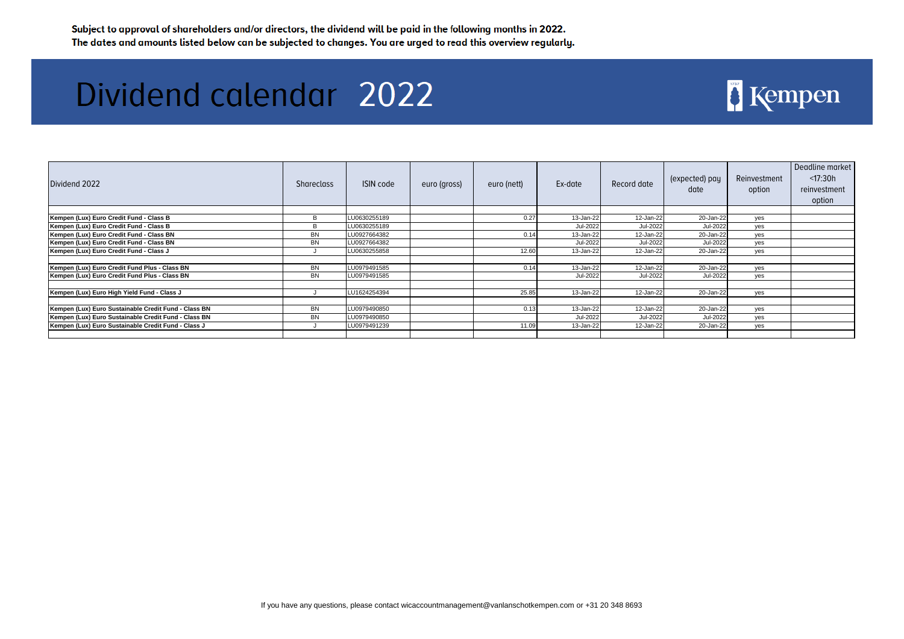Subject to approval of shareholders and/or directors, the dividend will be paid in the following months in 2022.
The dates and amounts listed below can be subjected to changes. You are urged to read this overview regularly.

# Dividend calendar 2022

Kempen

| Dividend 2022 | Shareclass | ISIN code | euro (gross) | euro (nett) | Ex-date | Record date | (expected) pay date | Reinvestment option | Deadline market <17:30h reinvestment option |
|---|---|---|---|---|---|---|---|---|---|
| | | | | | | | | | |
| **Kempen (Lux) Euro Credit Fund - Class B** | B | LU0630255189 | | 0.27 | 13-Jan-22 | 12-Jan-22 | 20-Jan-22 | yes | |
| **Kempen (Lux) Euro Credit Fund - Class B** | B | LU0630255189 | | | Jul-2022 | Jul-2022 | Jul-2022 | yes | |
| **Kempen (Lux) Euro Credit Fund - Class BN** | BN | LU0927664382 | | 0.14 | 13-Jan-22 | 12-Jan-22 | 20-Jan-22 | yes | |
| **Kempen (Lux) Euro Credit Fund - Class BN** | BN | LU0927664382 | | | Jul-2022 | Jul-2022 | Jul-2022 | yes | |
| **Kempen (Lux) Euro Credit Fund - Class J** | J | LU0630255858 | | 12.60 | 13-Jan-22 | 12-Jan-22 | 20-Jan-22 | yes | |
| | | | | | | | | | |
| **Kempen (Lux) Euro Credit Fund Plus - Class BN** | BN | LU0979491585 | | 0.14 | 13-Jan-22 | 12-Jan-22 | 20-Jan-22 | yes | |
| **Kempen (Lux) Euro Credit Fund Plus - Class BN** | BN | LU0979491585 | | | Jul-2022 | Jul-2022 | Jul-2022 | yes | |
| | | | | | | | | | |
| **Kempen (Lux) Euro High Yield Fund - Class J** | J | LU1624254394 | | 25.85 | 13-Jan-22 | 12-Jan-22 | 20-Jan-22 | yes | |
| | | | | | | | | | |
| **Kempen (Lux) Euro Sustainable Credit Fund - Class BN** | BN | LU0979490850 | | 0.13 | 13-Jan-22 | 12-Jan-22 | 20-Jan-22 | yes | |
| **Kempen (Lux) Euro Sustainable Credit Fund - Class BN** | BN | LU0979490850 | | | Jul-2022 | Jul-2022 | Jul-2022 | yes | |
| **Kempen (Lux) Euro Sustainable Credit Fund - Class J** | J | LU0979491239 | | 11.09 | 13-Jan-22 | 12-Jan-22 | 20-Jan-22 | yes | |
| | | | | | | | | | |

If you have any questions, please contact wicaccountmanagement@vanlanschotkempen.com or +31 20 348 8693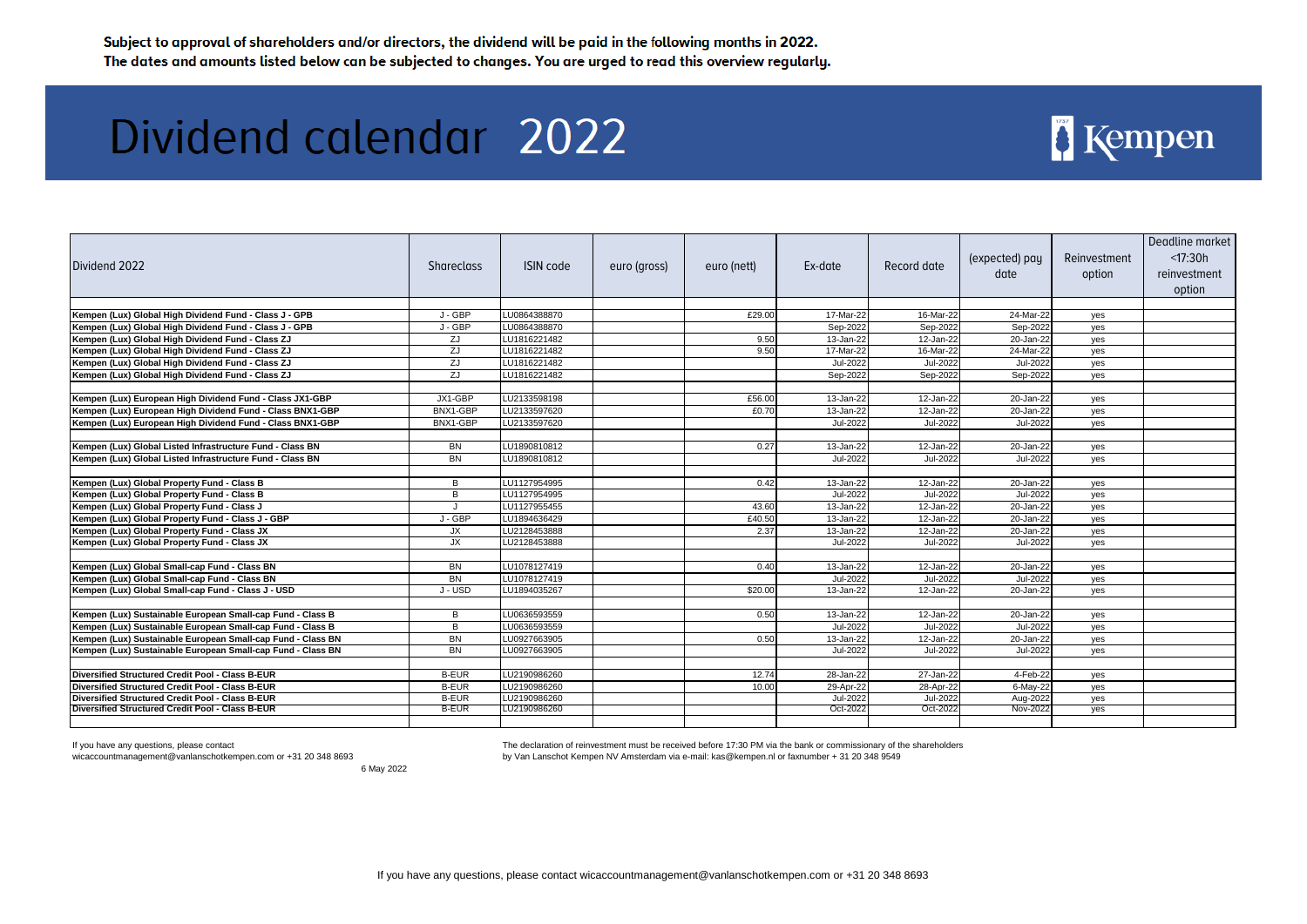**Subject to approval of shareholders and/or directors, the dividend will be paid in the following months in 2022.**
**The dates and amounts listed below can be subjected to changes. You are urged to read this overview regularly.**

# Dividend calendar 2022

| Dividend 2022 | Shareclass | ISIN code | euro (gross) | euro (nett) | Ex-date | Record date | (expected) pay date | Reinvestment option | Deadline market <17:30h reinvestment option |
|---|---|---|---|---|---|---|---|---|---|
| **Kempen (Lux) Global High Dividend Fund - Class J - GPB** | J - GBP | LU0864388870 | | £29.00 | 17-Mar-22 | 16-Mar-22 | 24-Mar-22 | yes | |
| **Kempen (Lux) Global High Dividend Fund - Class J - GPB** | J - GBP | LU0864388870 | | | Sep-2022 | Sep-2022 | Sep-2022 | yes | |
| **Kempen (Lux) Global High Dividend Fund - Class ZJ** | ZJ | LU1816221482 | | 9.50 | 13-Jan-22 | 12-Jan-22 | 20-Jan-22 | yes | |
| **Kempen (Lux) Global High Dividend Fund - Class ZJ** | ZJ | LU1816221482 | | 9.50 | 17-Mar-22 | 16-Mar-22 | 24-Mar-22 | yes | |
| **Kempen (Lux) Global High Dividend Fund - Class ZJ** | ZJ | LU1816221482 | | | Jul-2022 | Jul-2022 | Jul-2022 | yes | |
| **Kempen (Lux) Global High Dividend Fund - Class ZJ** | ZJ | LU1816221482 | | | Sep-2022 | Sep-2022 | Sep-2022 | yes | |
| | | | | | | | | | |
| **Kempen (Lux) European High Dividend Fund - Class JX1-GBP** | JX1-GBP | LU2133598198 | | £56.00 | 13-Jan-22 | 12-Jan-22 | 20-Jan-22 | yes | |
| **Kempen (Lux) European High Dividend Fund - Class BNX1-GBP** | BNX1-GBP | LU2133597620 | | £0.70 | 13-Jan-22 | 12-Jan-22 | 20-Jan-22 | yes | |
| **Kempen (Lux) European High Dividend Fund - Class BNX1-GBP** | BNX1-GBP | LU2133597620 | | | Jul-2022 | Jul-2022 | Jul-2022 | yes | |
| | | | | | | | | | |
| **Kempen (Lux) Global Listed Infrastructure Fund - Class BN** | BN | LU1890810812 | | 0.27 | 13-Jan-22 | 12-Jan-22 | 20-Jan-22 | yes | |
| **Kempen (Lux) Global Listed Infrastructure Fund - Class BN** | BN | LU1890810812 | | | Jul-2022 | Jul-2022 | Jul-2022 | yes | |
| | | | | | | | | | |
| **Kempen (Lux) Global Property Fund - Class B** | B | LU1127954995 | | 0.42 | 13-Jan-22 | 12-Jan-22 | 20-Jan-22 | yes | |
| **Kempen (Lux) Global Property Fund - Class B** | B | LU1127954995 | | | Jul-2022 | Jul-2022 | Jul-2022 | yes | |
| **Kempen (Lux) Global Property Fund - Class J** | J | LU1127955455 | | 43.60 | 13-Jan-22 | 12-Jan-22 | 20-Jan-22 | yes | |
| **Kempen (Lux) Global Property Fund - Class J - GBP** | J - GBP | LU1894636429 | | £40.50 | 13-Jan-22 | 12-Jan-22 | 20-Jan-22 | yes | |
| **Kempen (Lux) Global Property Fund - Class JX** | JX | LU2128453888 | | 2.37 | 13-Jan-22 | 12-Jan-22 | 20-Jan-22 | yes | |
| **Kempen (Lux) Global Property Fund - Class JX** | JX | LU2128453888 | | | Jul-2022 | Jul-2022 | Jul-2022 | yes | |
| | | | | | | | | | |
| **Kempen (Lux) Global Small-cap Fund - Class BN** | BN | LU1078127419 | | 0.40 | 13-Jan-22 | 12-Jan-22 | 20-Jan-22 | yes | |
| **Kempen (Lux) Global Small-cap Fund - Class BN** | BN | LU1078127419 | | | Jul-2022 | Jul-2022 | Jul-2022 | yes | |
| **Kempen (Lux) Global Small-cap Fund - Class J - USD** | J - USD | LU1894035267 | | $20.00 | 13-Jan-22 | 12-Jan-22 | 20-Jan-22 | yes | |
| | | | | | | | | | |
| **Kempen (Lux) Sustainable European Small-cap Fund - Class B** | B | LU0636593559 | | 0.50 | 13-Jan-22 | 12-Jan-22 | 20-Jan-22 | yes | |
| **Kempen (Lux) Sustainable European Small-cap Fund - Class B** | B | LU0636593559 | | | Jul-2022 | Jul-2022 | Jul-2022 | yes | |
| **Kempen (Lux) Sustainable European Small-cap Fund - Class BN** | BN | LU0927663905 | | 0.50 | 13-Jan-22 | 12-Jan-22 | 20-Jan-22 | yes | |
| **Kempen (Lux) Sustainable European Small-cap Fund - Class BN** | BN | LU0927663905 | | | Jul-2022 | Jul-2022 | Jul-2022 | yes | |
| | | | | | | | | | |
| **Diversified Structured Credit Pool - Class B-EUR** | B-EUR | LU2190986260 | | 12.74 | 28-Jan-22 | 27-Jan-22 | 4-Feb-22 | yes | |
| **Diversified Structured Credit Pool - Class B-EUR** | B-EUR | LU2190986260 | | 10.00 | 29-Apr-22 | 28-Apr-22 | 6-May-22 | yes | |
| **Diversified Structured Credit Pool - Class B-EUR** | B-EUR | LU2190986260 | | | Jul-2022 | Jul-2022 | Aug-2022 | yes | |
| **Diversified Structured Credit Pool - Class B-EUR** | B-EUR | LU2190986260 | | | Oct-2022 | Oct-2022 | Nov-2022 | yes | |

If you have any questions, please contact
wicaccountmanagement@vanlanschotkempen.com or +31 20 348 8693

6 May 2022

The declaration of reinvestment must be received before 17:30 PM via the bank or commissionary of the shareholders
by Van Lanschot Kempen NV Amsterdam via e-mail: kas@kempen.nl or faxnumber + 31 20 348 9549

If you have any questions, please contact wicaccountmanagement@vanlanschotkempen.com or +31 20 348 8693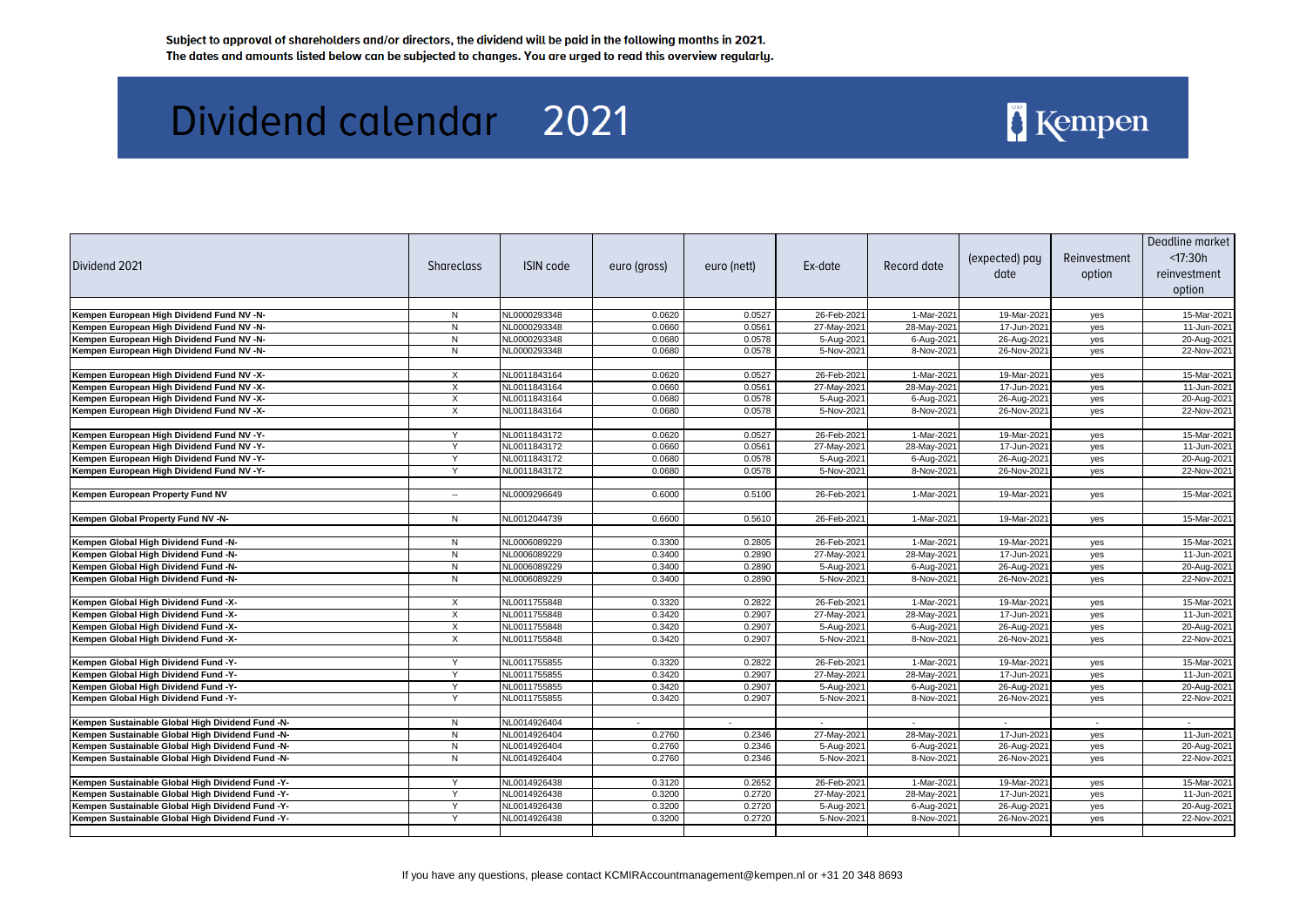**Subject to approval of shareholders and/or directors, the dividend will be paid in the following months in 2021.**
**The dates and amounts listed below can be subjected to changes. You are urged to read this overview regularly.**

# Dividend calendar 2021

Kempen

| Dividend 2021 | Shareclass | ISIN code | euro (gross) | euro (nett) | Ex-date | Record date | (expected) pay date | Reinvestment option | Deadline market <17:30h reinvestment option |
|---|---|---|---|---|---|---|---|---|---|
| **Kempen European High Dividend Fund NV -N-** | N | NL0000293348 | 0.0620 | 0.0527 | 26-Feb-2021 | 1-Mar-2021 | 19-Mar-2021 | yes | 15-Mar-2021 |
| **Kempen European High Dividend Fund NV -N-** | N | NL0000293348 | 0.0660 | 0.0561 | 27-May-2021 | 28-May-2021 | 17-Jun-2021 | yes | 11-Jun-2021 |
| **Kempen European High Dividend Fund NV -N-** | N | NL0000293348 | 0.0680 | 0.0578 | 5-Aug-2021 | 6-Aug-2021 | 26-Aug-2021 | yes | 20-Aug-2021 |
| **Kempen European High Dividend Fund NV -N-** | N | NL0000293348 | 0.0680 | 0.0578 | 5-Nov-2021 | 8-Nov-2021 | 26-Nov-2021 | yes | 22-Nov-2021 |
| | | | | | | | | | |
| **Kempen European High Dividend Fund NV -X-** | X | NL0011843164 | 0.0620 | 0.0527 | 26-Feb-2021 | 1-Mar-2021 | 19-Mar-2021 | yes | 15-Mar-2021 |
| **Kempen European High Dividend Fund NV -X-** | X | NL0011843164 | 0.0660 | 0.0561 | 27-May-2021 | 28-May-2021 | 17-Jun-2021 | yes | 11-Jun-2021 |
| **Kempen European High Dividend Fund NV -X-** | X | NL0011843164 | 0.0680 | 0.0578 | 5-Aug-2021 | 6-Aug-2021 | 26-Aug-2021 | yes | 20-Aug-2021 |
| **Kempen European High Dividend Fund NV -X-** | X | NL0011843164 | 0.0680 | 0.0578 | 5-Nov-2021 | 8-Nov-2021 | 26-Nov-2021 | yes | 22-Nov-2021 |
| | | | | | | | | | |
| **Kempen European High Dividend Fund NV -Y-** | Y | NL0011843172 | 0.0620 | 0.0527 | 26-Feb-2021 | 1-Mar-2021 | 19-Mar-2021 | yes | 15-Mar-2021 |
| **Kempen European High Dividend Fund NV -Y-** | Y | NL0011843172 | 0.0660 | 0.0561 | 27-May-2021 | 28-May-2021 | 17-Jun-2021 | yes | 11-Jun-2021 |
| **Kempen European High Dividend Fund NV -Y-** | Y | NL0011843172 | 0.0680 | 0.0578 | 5-Aug-2021 | 6-Aug-2021 | 26-Aug-2021 | yes | 20-Aug-2021 |
| **Kempen European High Dividend Fund NV -Y-** | Y | NL0011843172 | 0.0680 | 0.0578 | 5-Nov-2021 | 8-Nov-2021 | 26-Nov-2021 | yes | 22-Nov-2021 |
| | | | | | | | | | |
| **Kempen European Property Fund NV** | -- | NL0009296649 | 0.6000 | 0.5100 | 26-Feb-2021 | 1-Mar-2021 | 19-Mar-2021 | yes | 15-Mar-2021 |
| | | | | | | | | | |
| **Kempen Global Property Fund NV -N-** | N | NL0012044739 | 0.6600 | 0.5610 | 26-Feb-2021 | 1-Mar-2021 | 19-Mar-2021 | yes | 15-Mar-2021 |
| | | | | | | | | | |
| **Kempen Global High Dividend Fund -N-** | N | NL0006089229 | 0.3300 | 0.2805 | 26-Feb-2021 | 1-Mar-2021 | 19-Mar-2021 | yes | 15-Mar-2021 |
| **Kempen Global High Dividend Fund -N-** | N | NL0006089229 | 0.3400 | 0.2890 | 27-May-2021 | 28-May-2021 | 17-Jun-2021 | yes | 11-Jun-2021 |
| **Kempen Global High Dividend Fund -N-** | N | NL0006089229 | 0.3400 | 0.2890 | 5-Aug-2021 | 6-Aug-2021 | 26-Aug-2021 | yes | 20-Aug-2021 |
| **Kempen Global High Dividend Fund -N-** | N | NL0006089229 | 0.3400 | 0.2890 | 5-Nov-2021 | 8-Nov-2021 | 26-Nov-2021 | yes | 22-Nov-2021 |
| | | | | | | | | | |
| **Kempen Global High Dividend Fund -X-** | X | NL0011755848 | 0.3320 | 0.2822 | 26-Feb-2021 | 1-Mar-2021 | 19-Mar-2021 | yes | 15-Mar-2021 |
| **Kempen Global High Dividend Fund -X-** | X | NL0011755848 | 0.3420 | 0.2907 | 27-May-2021 | 28-May-2021 | 17-Jun-2021 | yes | 11-Jun-2021 |
| **Kempen Global High Dividend Fund -X-** | X | NL0011755848 | 0.3420 | 0.2907 | 5-Aug-2021 | 6-Aug-2021 | 26-Aug-2021 | yes | 20-Aug-2021 |
| **Kempen Global High Dividend Fund -X-** | X | NL0011755848 | 0.3420 | 0.2907 | 5-Nov-2021 | 8-Nov-2021 | 26-Nov-2021 | yes | 22-Nov-2021 |
| | | | | | | | | | |
| **Kempen Global High Dividend Fund -Y-** | Y | NL0011755855 | 0.3320 | 0.2822 | 26-Feb-2021 | 1-Mar-2021 | 19-Mar-2021 | yes | 15-Mar-2021 |
| **Kempen Global High Dividend Fund -Y-** | Y | NL0011755855 | 0.3420 | 0.2907 | 27-May-2021 | 28-May-2021 | 17-Jun-2021 | yes | 11-Jun-2021 |
| **Kempen Global High Dividend Fund -Y-** | Y | NL0011755855 | 0.3420 | 0.2907 | 5-Aug-2021 | 6-Aug-2021 | 26-Aug-2021 | yes | 20-Aug-2021 |
| **Kempen Global High Dividend Fund -Y-** | Y | NL0011755855 | 0.3420 | 0.2907 | 5-Nov-2021 | 8-Nov-2021 | 26-Nov-2021 | yes | 22-Nov-2021 |
| | | | | | | | | | |
| **Kempen Sustainable Global High Dividend Fund -N-** | N | NL0014926404 | - | - | - | - | - | - | - |
| **Kempen Sustainable Global High Dividend Fund -N-** | N | NL0014926404 | 0.2760 | 0.2346 | 27-May-2021 | 28-May-2021 | 17-Jun-2021 | yes | 11-Jun-2021 |
| **Kempen Sustainable Global High Dividend Fund -N-** | N | NL0014926404 | 0.2760 | 0.2346 | 5-Aug-2021 | 6-Aug-2021 | 26-Aug-2021 | yes | 20-Aug-2021 |
| **Kempen Sustainable Global High Dividend Fund -N-** | N | NL0014926404 | 0.2760 | 0.2346 | 5-Nov-2021 | 8-Nov-2021 | 26-Nov-2021 | yes | 22-Nov-2021 |
| | | | | | | | | | |
| **Kempen Sustainable Global High Dividend Fund -Y-** | Y | NL0014926438 | 0.3120 | 0.2652 | 26-Feb-2021 | 1-Mar-2021 | 19-Mar-2021 | yes | 15-Mar-2021 |
| **Kempen Sustainable Global High Dividend Fund -Y-** | Y | NL0014926438 | 0.3200 | 0.2720 | 27-May-2021 | 28-May-2021 | 17-Jun-2021 | yes | 11-Jun-2021 |
| **Kempen Sustainable Global High Dividend Fund -Y-** | Y | NL0014926438 | 0.3200 | 0.2720 | 5-Aug-2021 | 6-Aug-2021 | 26-Aug-2021 | yes | 20-Aug-2021 |
| **Kempen Sustainable Global High Dividend Fund -Y-** | Y | NL0014926438 | 0.3200 | 0.2720 | 5-Nov-2021 | 8-Nov-2021 | 26-Nov-2021 | yes | 22-Nov-2021 |

If you have any questions, please contact KCMIRAccountmanagement@kempen.nl or +31 20 348 8693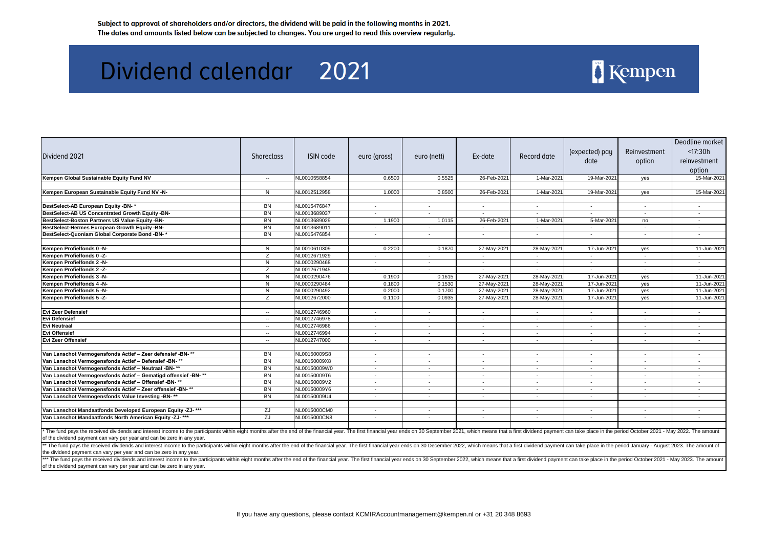Subject to approval of shareholders and/or directors, the dividend will be paid in the following months in 2021.
The dates and amounts listed below can be subjected to changes. You are urged to read this overview regularly.

# Dividend calendar 2021

Kempen

| Dividend 2021 | Shareclass | ISIN code | euro (gross) | euro (nett) | Ex-date | Record date | (expected) pay date | Reinvestment option | Deadline market <17:30h reinvestment option |
|---|---|---|---|---|---|---|---|---|---|
| **Kempen Global Sustainable Equity Fund NV** | -- | NL0010558854 | 0.6500 | 0.5525 | 26-Feb-2021 | 1-Mar-2021 | 19-Mar-2021 | yes | 15-Mar-2021 |
| | | | | | | | | | |
| **Kempen European Sustainable Equity Fund NV -N-** | N | NL0012512958 | 1.0000 | 0.8500 | 26-Feb-2021 | 1-Mar-2021 | 19-Mar-2021 | yes | 15-Mar-2021 |
| | | | | | | | | | |
| **BestSelect-AB European Equity -BN- *** | BN | NL0015476847 | - | - | - | - | - | - | - |
| **BestSelect-AB US Concentrated Growth Equity -BN-** | BN | NL0013689037 | - | - | - | - | - | - | - |
| **BestSelect-Boston Partners US Value Equity -BN-** | BN | NL0013689029 | 1.1900 | 1.0115 | 26-Feb-2021 | 1-Mar-2021 | 5-Mar-2021 | no | - |
| **BestSelect-Hermes European Growth Equity -BN-** | BN | NL0013689011 | - | - | - | - | - | - | - |
| **BestSelect-Quoniam Global Corporate Bond -BN- *** | BN | NL0015476854 | - | - | - | - | - | - | - |
| | | | | | | | | | |
| **Kempen Profielfonds 0 -N-** | N | NL0010610309 | 0.2200 | 0.1870 | 27-May-2021 | 28-May-2021 | 17-Jun-2021 | yes | 11-Jun-2021 |
| **Kempen Profielfonds 0 -Z-** | Z | NL0012671929 | - | - | - | - | - | - | - |
| **Kempen Profielfonds 2 -N-** | N | NL0000290468 | - | - | - | - | - | - | - |
| **Kempen Profielfonds 2 -Z-** | Z | NL0012671945 | - | - | - | - | - | - | - |
| **Kempen Profielfonds 3 -N-** | N | NL0000290476 | 0.1900 | 0.1615 | 27-May-2021 | 28-May-2021 | 17-Jun-2021 | yes | 11-Jun-2021 |
| **Kempen Profielfonds 4 -N-** | N | NL0000290484 | 0.1800 | 0.1530 | 27-May-2021 | 28-May-2021 | 17-Jun-2021 | yes | 11-Jun-2021 |
| **Kempen Profielfonds 5 -N-** | N | NL0000290492 | 0.2000 | 0.1700 | 27-May-2021 | 28-May-2021 | 17-Jun-2021 | yes | 11-Jun-2021 |
| **Kempen Profielfonds 5 -Z-** | Z | NL0012672000 | 0.1100 | 0.0935 | 27-May-2021 | 28-May-2021 | 17-Jun-2021 | yes | 11-Jun-2021 |
| | | | | | | | | | |
| **Evi Zeer Defensief** | -- | NL0012746960 | - | - | - | - | - | - | - |
| **Evi Defensief** | -- | NL0012746978 | - | - | - | - | - | - | - |
| **Evi Neutraal** | -- | NL0012746986 | - | - | - | - | - | - | - |
| **Evi Offensief** | -- | NL0012746994 | - | - | - | - | - | - | - |
| **Evi Zeer Offensief** | -- | NL0012747000 | - | - | - | - | - | - | - |
| | | | | | | | | | |
| **Van Lanschot Vermogensfonds Actief – Zeer defensief -BN- **** | BN | NL00150009S8 | - | - | - | - | - | - | - |
| **Van Lanschot Vermogensfonds Actief – Defensief -BN- **** | BN | NL00150009X8 | - | - | - | - | - | - | - |
| **Van Lanschot Vermogensfonds Actief – Neutraal -BN- **** | BN | NL00150009W0 | - | - | - | - | - | - | - |
| **Van Lanschot Vermogensfonds Actief – Gematigd offensief -BN- **** | BN | NL00150009T6 | - | - | - | - | - | - | - |
| **Van Lanschot Vermogensfonds Actief – Offensief -BN- **** | BN | NL00150009V2 | - | - | - | - | - | - | - |
| **Van Lanschot Vermogensfonds Actief – Zeer offensief -BN- **** | BN | NL00150009Y6 | - | - | - | - | - | - | - |
| **Van Lanschot Vermogensfonds Value Investing -BN- **** | BN | NL00150009U4 | - | - | - | - | - | - | - |
| | | | | | | | | | |
| **Van Lanschot Mandaatfonds Developed European Equity -ZJ- ***** | ZJ | NL0015000CM0 | - | - | - | - | - | - | - |
| **Van Lanschot Mandaatfonds North American Equity -ZJ- ***** | ZJ | NL0015000CN8 | - | - | - | - | - | - | - |

* The fund pays the received dividends and interest income to the participants within eight months after the end of the financial year. The first financial year ends on 30 September 2021, which means that a first dividend payment can take place in the period October 2021 - May 2022. The amount of the dividend payment can vary per year and can be zero in any year.

** The fund pays the received dividends and interest income to the participants within eight months after the end of the financial year. The first financial year ends on 30 December 2022, which means that a first dividend payment can take place in the period January - August 2023. The amount of the dividend payment can vary per year and can be zero in any year.

*** The fund pays the received dividends and interest income to the participants within eight months after the end of the financial year. The first financial year ends on 30 September 2022, which means that a first dividend payment can take place in the period October 2021 - May 2023. The amount of the dividend payment can vary per year and can be zero in any year.

If you have any questions, please contact KCMIRAccountmanagement@kempen.nl or +31 20 348 8693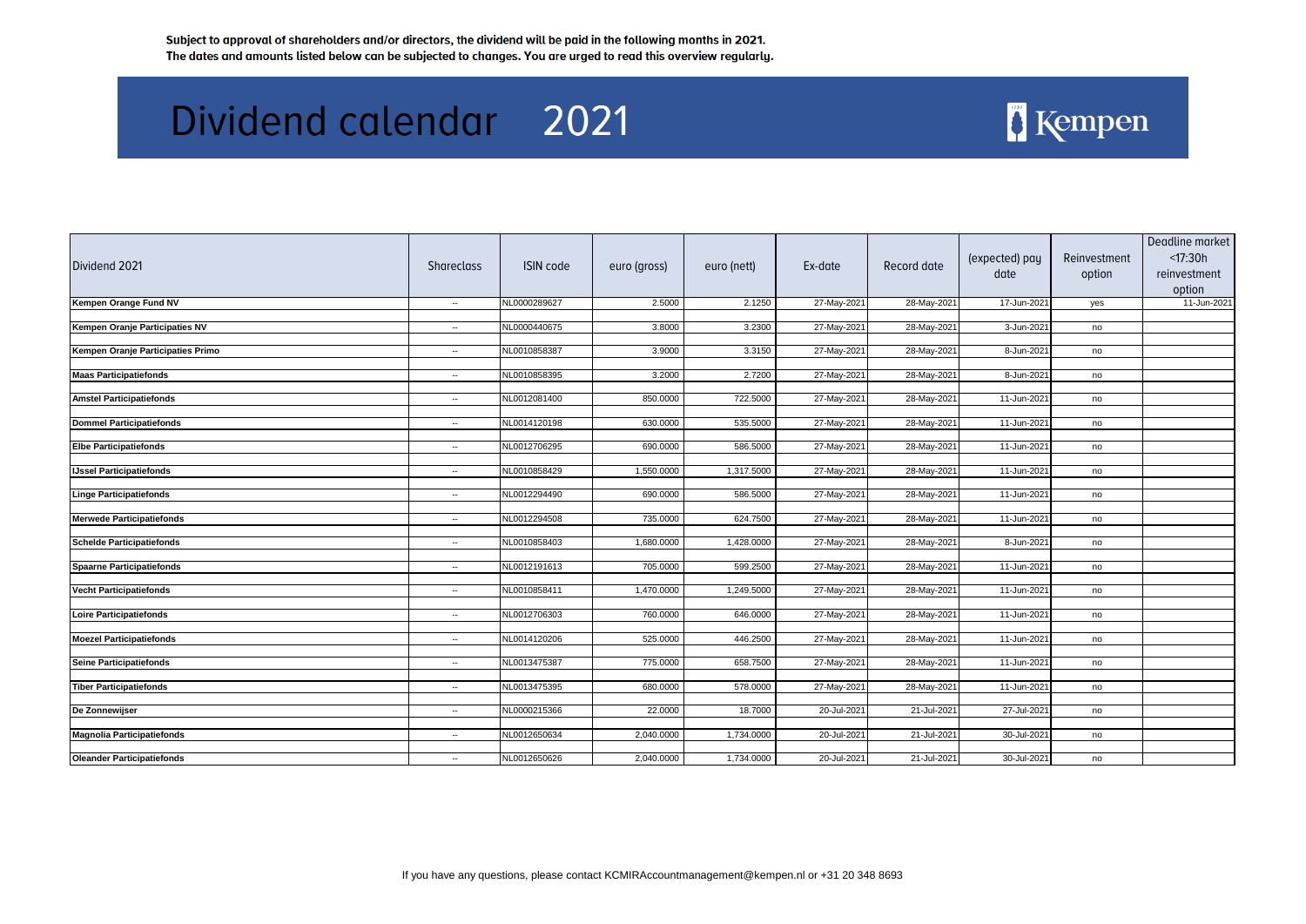Subject to approval of shareholders and/or directors, the dividend will be paid in the following months in 2021.
The dates and amounts listed below can be subjected to changes. You are urged to read this overview regularly.

# Dividend calendar 2021

Kempen

| Dividend 2021 | Shareclass | ISIN code | euro (gross) | euro (nett) | Ex-date | Record date | (expected) pay date | Reinvestment option | Deadline market <17:30h reinvestment option |
|---|---|---|---|---|---|---|---|---|---|
| **Kempen Orange Fund NV** | -- | NL0000289627 | 2.5000 | 2.1250 | 27-May-2021 | 28-May-2021 | 17-Jun-2021 | yes | 11-Jun-2021 |
| **Kempen Oranje Participaties NV** | -- | NL0000440675 | 3.8000 | 3.2300 | 27-May-2021 | 28-May-2021 | 3-Jun-2021 | no | |
| **Kempen Oranje Participaties Primo** | -- | NL0010858387 | 3.9000 | 3.3150 | 27-May-2021 | 28-May-2021 | 8-Jun-2021 | no | |
| **Maas Participatiefonds** | -- | NL0010858395 | 3.2000 | 2.7200 | 27-May-2021 | 28-May-2021 | 8-Jun-2021 | no | |
| **Amstel Participatiefonds** | -- | NL0012081400 | 850.0000 | 722.5000 | 27-May-2021 | 28-May-2021 | 11-Jun-2021 | no | |
| **Dommel Participatiefonds** | -- | NL0014120198 | 630.0000 | 535.5000 | 27-May-2021 | 28-May-2021 | 11-Jun-2021 | no | |
| **Elbe Participatiefonds** | -- | NL0012706295 | 690.0000 | 586.5000 | 27-May-2021 | 28-May-2021 | 11-Jun-2021 | no | |
| **IJssel Participatiefonds** | -- | NL0010858429 | 1,550.0000 | 1,317.5000 | 27-May-2021 | 28-May-2021 | 11-Jun-2021 | no | |
| **Linge Participatiefonds** | -- | NL0012294490 | 690.0000 | 586.5000 | 27-May-2021 | 28-May-2021 | 11-Jun-2021 | no | |
| **Merwede Participatiefonds** | -- | NL0012294508 | 735.0000 | 624.7500 | 27-May-2021 | 28-May-2021 | 11-Jun-2021 | no | |
| **Schelde Participatiefonds** | -- | NL0010858403 | 1,680.0000 | 1,428.0000 | 27-May-2021 | 28-May-2021 | 8-Jun-2021 | no | |
| **Spaarne Participatiefonds** | -- | NL0012191613 | 705.0000 | 599.2500 | 27-May-2021 | 28-May-2021 | 11-Jun-2021 | no | |
| **Vecht Participatiefonds** | -- | NL0010858411 | 1,470.0000 | 1,249.5000 | 27-May-2021 | 28-May-2021 | 11-Jun-2021 | no | |
| **Loire Participatiefonds** | -- | NL0012706303 | 760.0000 | 646.0000 | 27-May-2021 | 28-May-2021 | 11-Jun-2021 | no | |
| **Moezel Participatiefonds** | -- | NL0014120206 | 525.0000 | 446.2500 | 27-May-2021 | 28-May-2021 | 11-Jun-2021 | no | |
| **Seine Participatiefonds** | -- | NL0013475387 | 775.0000 | 658.7500 | 27-May-2021 | 28-May-2021 | 11-Jun-2021 | no | |
| **Tiber Participatiefonds** | -- | NL0013475395 | 680.0000 | 578.0000 | 27-May-2021 | 28-May-2021 | 11-Jun-2021 | no | |
| **De Zonnewijser** | -- | NL0000215366 | 22.0000 | 18.7000 | 20-Jul-2021 | 21-Jul-2021 | 27-Jul-2021 | no | |
| **Magnolia Participatiefonds** | -- | NL0012650634 | 2,040.0000 | 1,734.0000 | 20-Jul-2021 | 21-Jul-2021 | 30-Jul-2021 | no | |
| **Oleander Participatiefonds** | -- | NL0012650626 | 2,040.0000 | 1,734.0000 | 20-Jul-2021 | 21-Jul-2021 | 30-Jul-2021 | no | |

If you have any questions, please contact KCMIRAccountmanagement@kempen.nl or +31 20 348 8693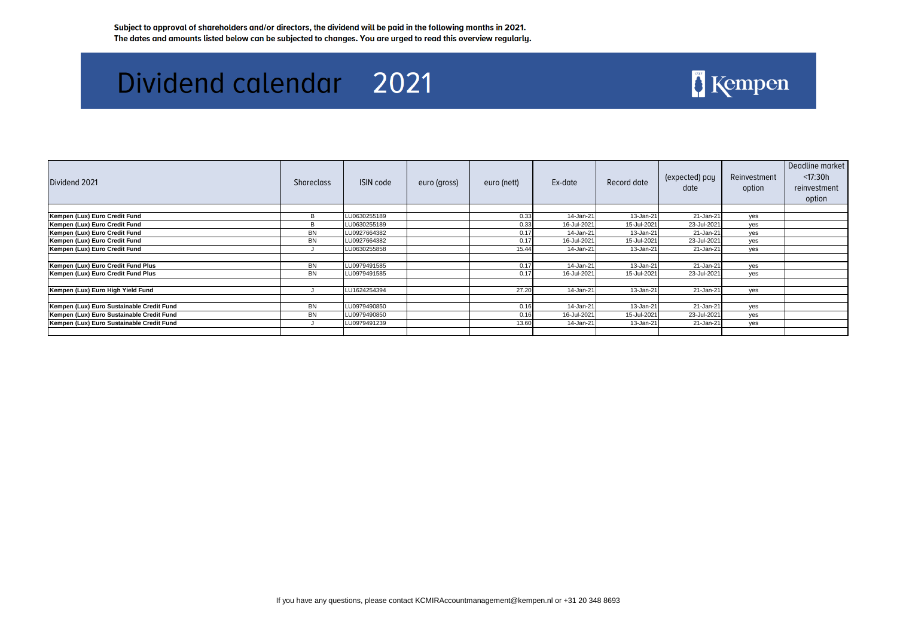**Subject to approval of shareholders and/or directors, the dividend will be paid in the following months in 2021.**
**The dates and amounts listed below can be subjected to changes. You are urged to read this overview regularly.**

# Dividend calendar 2021

Kempen

| Dividend 2021 | Shareclass | ISIN code | euro (gross) | euro (nett) | Ex-date | Record date | (expected) pay date | Reinvestment option | Deadline market <17:30h reinvestment option |
|---|---|---|---|---|---|---|---|---|---|
| | | | | | | | | | |
| **Kempen (Lux) Euro Credit Fund** | B | LU0630255189 | | 0.33 | 14-Jan-21 | 13-Jan-21 | 21-Jan-21 | yes | |
| **Kempen (Lux) Euro Credit Fund** | B | LU0630255189 | | 0.33 | 16-Jul-2021 | 15-Jul-2021 | 23-Jul-2021 | yes | |
| **Kempen (Lux) Euro Credit Fund** | BN | LU0927664382 | | 0.17 | 14-Jan-21 | 13-Jan-21 | 21-Jan-21 | yes | |
| **Kempen (Lux) Euro Credit Fund** | BN | LU0927664382 | | 0.17 | 16-Jul-2021 | 15-Jul-2021 | 23-Jul-2021 | yes | |
| **Kempen (Lux) Euro Credit Fund** | J | LU0630255858 | | 15.44 | 14-Jan-21 | 13-Jan-21 | 21-Jan-21 | yes | |
| | | | | | | | | | |
| **Kempen (Lux) Euro Credit Fund Plus** | BN | LU0979491585 | | 0.17 | 14-Jan-21 | 13-Jan-21 | 21-Jan-21 | yes | |
| **Kempen (Lux) Euro Credit Fund Plus** | BN | LU0979491585 | | 0.17 | 16-Jul-2021 | 15-Jul-2021 | 23-Jul-2021 | yes | |
| | | | | | | | | | |
| **Kempen (Lux) Euro High Yield Fund** | J | LU1624254394 | | 27.20 | 14-Jan-21 | 13-Jan-21 | 21-Jan-21 | yes | |
| | | | | | | | | | |
| **Kempen (Lux) Euro Sustainable Credit Fund** | BN | LU0979490850 | | 0.16 | 14-Jan-21 | 13-Jan-21 | 21-Jan-21 | yes | |
| **Kempen (Lux) Euro Sustainable Credit Fund** | BN | LU0979490850 | | 0.16 | 16-Jul-2021 | 15-Jul-2021 | 23-Jul-2021 | yes | |
| **Kempen (Lux) Euro Sustainable Credit Fund** | J | LU0979491239 | | 13.60 | 14-Jan-21 | 13-Jan-21 | 21-Jan-21 | yes | |
| | | | | | | | | | |

If you have any questions, please contact KCMIRAccountmanagement@kempen.nl or +31 20 348 8693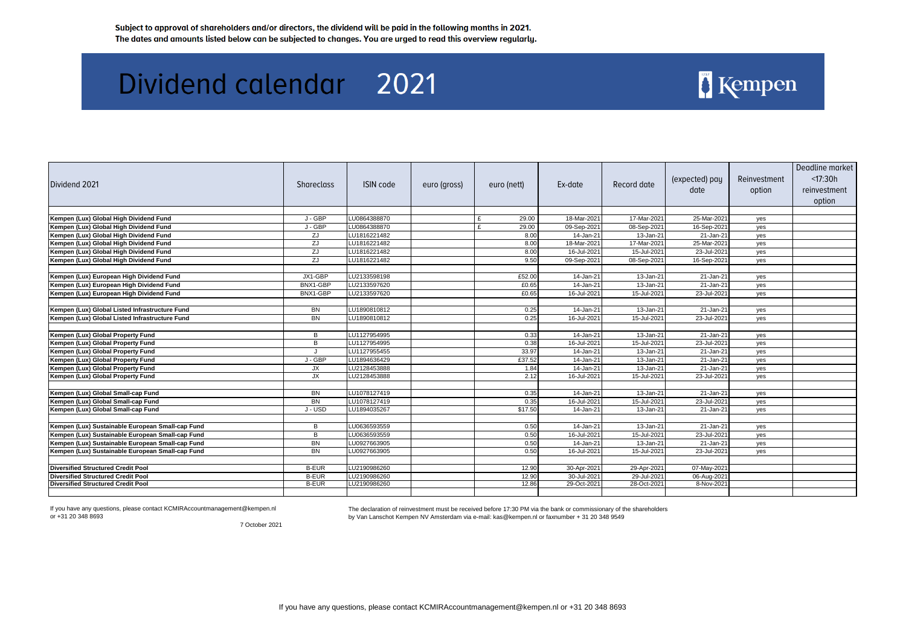**Subject to approval of shareholders and/or directors, the dividend will be paid in the following months in 2021.**
**The dates and amounts listed below can be subjected to changes. You are urged to read this overview regularly.**

# Dividend calendar 2021

Kempen

| Dividend 2021 | Shareclass | ISIN code | euro (gross) | euro (nett) | Ex-date | Record date | (expected) pay date | Reinvestment option | Deadline market <17:30h reinvestment option |
|---|---|---|---|---|---|---|---|---|---|
| **Kempen (Lux) Global High Dividend Fund** | J - GBP | LU0864388870 | | £ 29.00 | 18-Mar-2021 | 17-Mar-2021 | 25-Mar-2021 | yes | |
| **Kempen (Lux) Global High Dividend Fund** | J - GBP | LU0864388870 | | £ 29.00 | 09-Sep-2021 | 08-Sep-2021 | 16-Sep-2021 | yes | |
| **Kempen (Lux) Global High Dividend Fund** | ZJ | LU1816221482 | | 8.00 | 14-Jan-21 | 13-Jan-21 | 21-Jan-21 | yes | |
| **Kempen (Lux) Global High Dividend Fund** | ZJ | LU1816221482 | | 8.00 | 18-Mar-2021 | 17-Mar-2021 | 25-Mar-2021 | yes | |
| **Kempen (Lux) Global High Dividend Fund** | ZJ | LU1816221482 | | 8.00 | 16-Jul-2021 | 15-Jul-2021 | 23-Jul-2021 | yes | |
| **Kempen (Lux) Global High Dividend Fund** | ZJ | LU1816221482 | | 9.50 | 09-Sep-2021 | 08-Sep-2021 | 16-Sep-2021 | yes | |
| | | | | | | | | | |
| **Kempen (Lux) European High Dividend Fund** | JX1-GBP | LU2133598198 | | £52.00 | 14-Jan-21 | 13-Jan-21 | 21-Jan-21 | yes | |
| **Kempen (Lux) European High Dividend Fund** | BNX1-GBP | LU2133597620 | | £0.65 | 14-Jan-21 | 13-Jan-21 | 21-Jan-21 | yes | |
| **Kempen (Lux) European High Dividend Fund** | BNX1-GBP | LU2133597620 | | £0.65 | 16-Jul-2021 | 15-Jul-2021 | 23-Jul-2021 | yes | |
| | | | | | | | | | |
| **Kempen (Lux) Global Listed Infrastructure Fund** | BN | LU1890810812 | | 0.25 | 14-Jan-21 | 13-Jan-21 | 21-Jan-21 | yes | |
| **Kempen (Lux) Global Listed Infrastructure Fund** | BN | LU1890810812 | | 0.25 | 16-Jul-2021 | 15-Jul-2021 | 23-Jul-2021 | yes | |
| | | | | | | | | | |
| **Kempen (Lux) Global Property Fund** | B | LU1127954995 | | 0.33 | 14-Jan-21 | 13-Jan-21 | 21-Jan-21 | yes | |
| **Kempen (Lux) Global Property Fund** | B | LU1127954995 | | 0.38 | 16-Jul-2021 | 15-Jul-2021 | 23-Jul-2021 | yes | |
| **Kempen (Lux) Global Property Fund** | J | LU1127955455 | | 33.97 | 14-Jan-21 | 13-Jan-21 | 21-Jan-21 | yes | |
| **Kempen (Lux) Global Property Fund** | J - GBP | LU1894636429 | | £37.52 | 14-Jan-21 | 13-Jan-21 | 21-Jan-21 | yes | |
| **Kempen (Lux) Global Property Fund** | JX | LU2128453888 | | 1.84 | 14-Jan-21 | 13-Jan-21 | 21-Jan-21 | yes | |
| **Kempen (Lux) Global Property Fund** | JX | LU2128453888 | | 2.12 | 16-Jul-2021 | 15-Jul-2021 | 23-Jul-2021 | yes | |
| | | | | | | | | | |
| **Kempen (Lux) Global Small-cap Fund** | BN | LU1078127419 | | 0.35 | 14-Jan-21 | 13-Jan-21 | 21-Jan-21 | yes | |
| **Kempen (Lux) Global Small-cap Fund** | BN | LU1078127419 | | 0.35 | 16-Jul-2021 | 15-Jul-2021 | 23-Jul-2021 | yes | |
| **Kempen (Lux) Global Small-cap Fund** | J - USD | LU1894035267 | | $17.50 | 14-Jan-21 | 13-Jan-21 | 21-Jan-21 | yes | |
| | | | | | | | | | |
| **Kempen (Lux) Sustainable European Small-cap Fund** | B | LU0636593559 | | 0.50 | 14-Jan-21 | 13-Jan-21 | 21-Jan-21 | yes | |
| **Kempen (Lux) Sustainable European Small-cap Fund** | B | LU0636593559 | | 0.50 | 16-Jul-2021 | 15-Jul-2021 | 23-Jul-2021 | yes | |
| **Kempen (Lux) Sustainable European Small-cap Fund** | BN | LU0927663905 | | 0.50 | 14-Jan-21 | 13-Jan-21 | 21-Jan-21 | yes | |
| **Kempen (Lux) Sustainable European Small-cap Fund** | BN | LU0927663905 | | 0.50 | 16-Jul-2021 | 15-Jul-2021 | 23-Jul-2021 | yes | |
| | | | | | | | | | |
| **Diversified Structured Credit Pool** | B-EUR | LU2190986260 | | 12.90 | 30-Apr-2021 | 29-Apr-2021 | 07-May-2021 | | |
| **Diversified Structured Credit Pool** | B-EUR | LU2190986260 | | 12.90 | 30-Jul-2021 | 29-Jul-2021 | 06-Aug-2021 | | |
| **Diversified Structured Credit Pool** | B-EUR | LU2190986260 | | 12.86 | 29-Oct-2021 | 28-Oct-2021 | 8-Nov-2021 | | |

If you have any questions, please contact KCMIRAccountmanagement@kempen.nl
or +31 20 348 8693

7 October 2021

The declaration of reinvestment must be received before 17:30 PM via the bank or commissionary of the shareholders
by Van Lanschot Kempen NV Amsterdam via e-mail: kas@kempen.nl or faxnumber + 31 20 348 9549

If you have any questions, please contact KCMIRAccountmanagement@kempen.nl or +31 20 348 8693